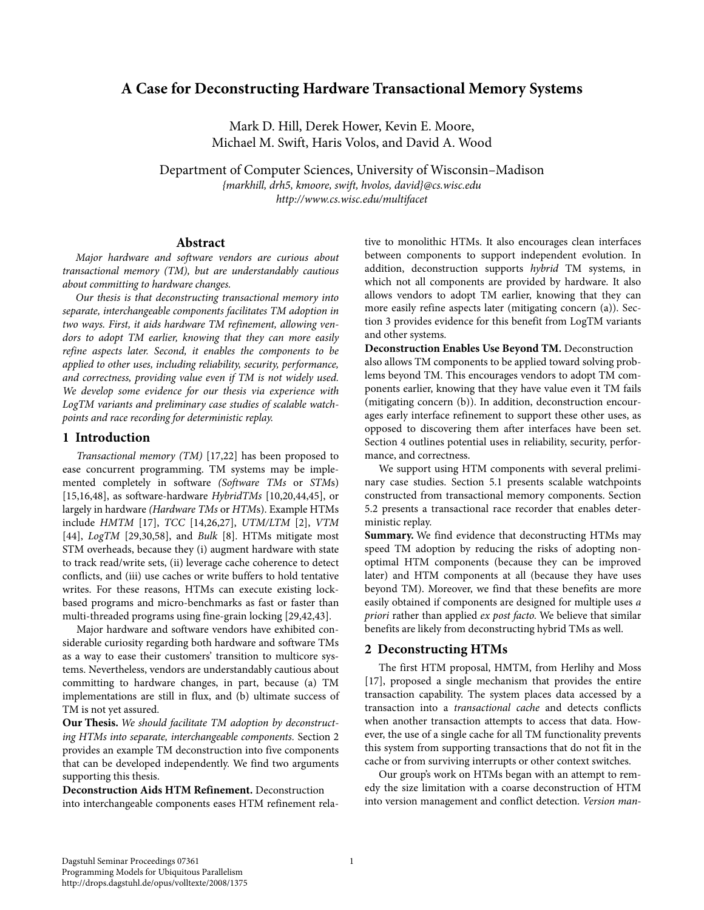# A Case for Deconstructing Hardware Transactional Memory Systems

Mark D. Hill, Derek Hower, Kevin E. Moore,
Michael M. Swift, Haris Volos, and David A. Wood

Department of Computer Sciences, University of Wisconsin–Madison
*{markhill, drh5, kmoore, swift, hvolos, david}@cs.wisc.edu*
*http://www.cs.wisc.edu/multifacet*

## Abstract

*Major hardware and software vendors are curious about transactional memory (TM), but are understandably cautious about committing to hardware changes.*

*Our thesis is that deconstructing transactional memory into separate, interchangeable components facilitates TM adoption in two ways. First, it aids hardware TM refinement, allowing vendors to adopt TM earlier, knowing that they can more easily refine aspects later. Second, it enables the components to be applied to other uses, including reliability, security, performance, and correctness, providing value even if TM is not widely used. We develop some evidence for our thesis via experience with LogTM variants and preliminary case studies of scalable watchpoints and race recording for deterministic replay.*

## 1 Introduction

*Transactional memory (TM)* [17,22] has been proposed to ease concurrent programming. TM systems may be implemented completely in software *(Software TMs* or *STMs*) [15,16,48], as software-hardware *HybridTMs* [10,20,44,45], or largely in hardware *(Hardware TMs* or *HTMs*). Example HTMs include *HMTM* [17], *TCC* [14,26,27], *UTM/LTM* [2], *VTM* [44], *LogTM* [29,30,58], and *Bulk* [8]. HTMs mitigate most STM overheads, because they (i) augment hardware with state to track read/write sets, (ii) leverage cache coherence to detect conflicts, and (iii) use caches or write buffers to hold tentative writes. For these reasons, HTMs can execute existing lock-based programs and micro-benchmarks as fast or faster than multi-threaded programs using fine-grain locking [29,42,43].

Major hardware and software vendors have exhibited considerable curiosity regarding both hardware and software TMs as a way to ease their customers' transition to multicore systems. Nevertheless, vendors are understandably cautious about committing to hardware changes, in part, because (a) TM implementations are still in flux, and (b) ultimate success of TM is not yet assured.

**Our Thesis.** *We should facilitate TM adoption by deconstructing HTMs into separate, interchangeable components.* Section 2 provides an example TM deconstruction into five components that can be developed independently. We find two arguments supporting this thesis.

**Deconstruction Aids HTM Refinement.** Deconstruction into interchangeable components eases HTM refinement relative to monolithic HTMs. It also encourages clean interfaces between components to support independent evolution. In addition, deconstruction supports *hybrid* TM systems, in which not all components are provided by hardware. It also allows vendors to adopt TM earlier, knowing that they can more easily refine aspects later (mitigating concern (a)). Section 3 provides evidence for this benefit from LogTM variants and other systems.

**Deconstruction Enables Use Beyond TM.** Deconstruction also allows TM components to be applied toward solving problems beyond TM. This encourages vendors to adopt TM components earlier, knowing that they have value even it TM fails (mitigating concern (b)). In addition, deconstruction encourages early interface refinement to support these other uses, as opposed to discovering them after interfaces have been set. Section 4 outlines potential uses in reliability, security, performance, and correctness.

We support using HTM components with several preliminary case studies. Section 5.1 presents scalable watchpoints constructed from transactional memory components. Section 5.2 presents a transactional race recorder that enables deterministic replay.

**Summary.** We find evidence that deconstructing HTMs may speed TM adoption by reducing the risks of adopting non-optimal HTM components (because they can be improved later) and HTM components at all (because they have uses beyond TM). Moreover, we find that these benefits are more easily obtained if components are designed for multiple uses *a priori* rather than applied *ex post facto.* We believe that similar benefits are likely from deconstructing hybrid TMs as well.

## 2 Deconstructing HTMs

The first HTM proposal, HMTM, from Herlihy and Moss [17], proposed a single mechanism that provides the entire transaction capability. The system places data accessed by a transaction into a *transactional cache* and detects conflicts when another transaction attempts to access that data. However, the use of a single cache for all TM functionality prevents this system from supporting transactions that do not fit in the cache or from surviving interrupts or other context switches.

Our group's work on HTMs began with an attempt to remedy the size limitation with a coarse deconstruction of HTM into version management and conflict detection. *Version man-*

Dagstuhl Seminar Proceedings 07361
Programming Models for Ubiquitous Parallelism
http://drops.dagstuhl.de/opus/volltexte/2008/1375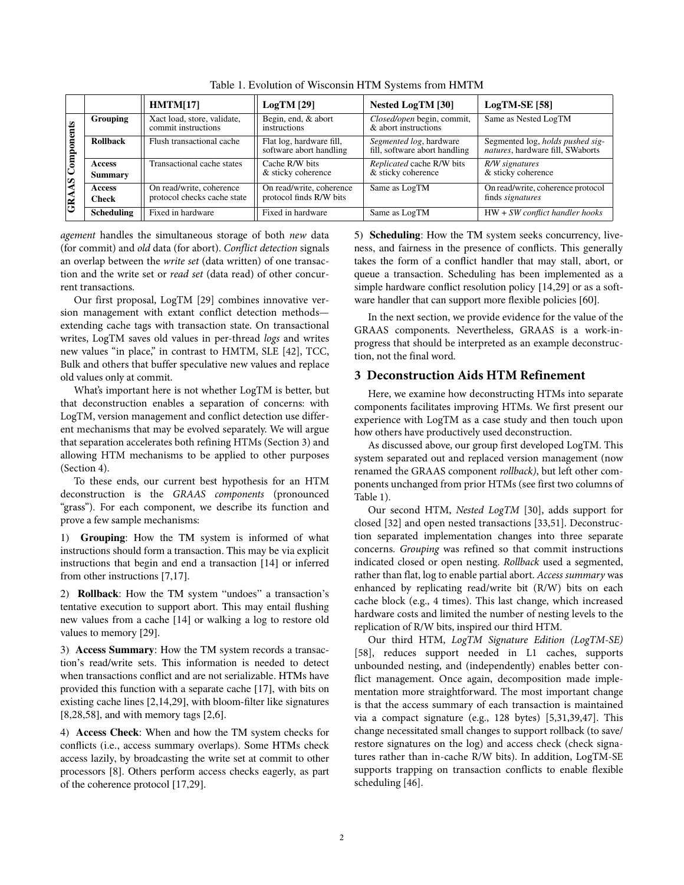Table 1. Evolution of Wisconsin HTM Systems from HMTM

| | | HMTM[17] | LogTM [29] | Nested LogTM [30] | LogTM-SE [58] |
|---|---|---|---|---|---|
| GRAAS Components | **Grouping** | Xact load, store, validate, commit instructions | Begin, end, & abort instructions | *Closed/open* begin, commit, & abort instructions | Same as Nested LogTM |
| | **Rollback** | Flush transactional cache | Flat log, hardware fill, software abort handling | *Segmented log*, hardware fill, software abort handling | Segmented log, *holds pushed signatures*, hardware fill, SWaborts |
| | **Access Summary** | Transactional cache states | Cache R/W bits & sticky coherence | *Replicated* cache R/W bits & sticky coherence | *R/W signatures* & sticky coherence |
| | **Access Check** | On read/write, coherence protocol checks cache state | On read/write, coherence protocol finds R/W bits | Same as LogTM | On read/write, coherence protocol finds *signatures* |
| | **Scheduling** | Fixed in hardware | Fixed in hardware | Same as LogTM | HW + *SW conflict handler hooks* |

*agement* handles the simultaneous storage of both *new* data (for commit) and *old* data (for abort). *Conflict detection* signals an overlap between the *write set* (data written) of one transaction and the write set or *read set* (data read) of other concurrent transactions.

Our first proposal, LogTM [29] combines innovative version management with extant conflict detection methods—extending cache tags with transaction state. On transactional writes, LogTM saves old values in per-thread *logs* and writes new values "in place," in contrast to HMTM, SLE [42], TCC, Bulk and others that buffer speculative new values and replace old values only at commit.

What's important here is not whether LogTM is better, but that deconstruction enables a separation of concerns: with LogTM, version management and conflict detection use different mechanisms that may be evolved separately. We will argue that separation accelerates both refining HTMs (Section 3) and allowing HTM mechanisms to be applied to other purposes (Section 4).

To these ends, our current best hypothesis for an HTM deconstruction is the *GRAAS components* (pronounced "grass"). For each component, we describe its function and prove a few sample mechanisms:

1) **Grouping**: How the TM system is informed of what instructions should form a transaction. This may be via explicit instructions that begin and end a transaction [14] or inferred from other instructions [7,17].

2) **Rollback**: How the TM system "undoes" a transaction's tentative execution to support abort. This may entail flushing new values from a cache [14] or walking a log to restore old values to memory [29].

3) **Access Summary**: How the TM system records a transaction's read/write sets. This information is needed to detect when transactions conflict and are not serializable. HTMs have provided this function with a separate cache [17], with bits on existing cache lines [2,14,29], with bloom-filter like signatures [8,28,58], and with memory tags [2,6].

4) **Access Check**: When and how the TM system checks for conflicts (i.e., access summary overlaps). Some HTMs check access lazily, by broadcasting the write set at commit to other processors [8]. Others perform access checks eagerly, as part of the coherence protocol [17,29].

5) **Scheduling**: How the TM system seeks concurrency, liveness, and fairness in the presence of conflicts. This generally takes the form of a conflict handler that may stall, abort, or queue a transaction. Scheduling has been implemented as a simple hardware conflict resolution policy [14,29] or as a software handler that can support more flexible policies [60].

In the next section, we provide evidence for the value of the GRAAS components. Nevertheless, GRAAS is a work-in-progress that should be interpreted as an example deconstruction, not the final word.

## 3 Deconstruction Aids HTM Refinement

Here, we examine how deconstructing HTMs into separate components facilitates improving HTMs. We first present our experience with LogTM as a case study and then touch upon how others have productively used deconstruction.

As discussed above, our group first developed LogTM. This system separated out and replaced version management (now renamed the GRAAS component *rollback)*, but left other components unchanged from prior HTMs (see first two columns of Table 1).

Our second HTM, *Nested LogTM* [30], adds support for closed [32] and open nested transactions [33,51]. Deconstruction separated implementation changes into three separate concerns. *Grouping* was refined so that commit instructions indicated closed or open nesting. *Rollback* used a segmented, rather than flat, log to enable partial abort. *Access summary* was enhanced by replicating read/write bit (R/W) bits on each cache block (e.g., 4 times). This last change, which increased hardware costs and limited the number of nesting levels to the replication of R/W bits, inspired our third HTM.

Our third HTM, *LogTM Signature Edition (LogTM-SE)* [58], reduces support needed in L1 caches, supports unbounded nesting, and (independently) enables better conflict management. Once again, decomposition made implementation more straightforward. The most important change is that the access summary of each transaction is maintained via a compact signature (e.g., 128 bytes) [5,31,39,47]. This change necessitated small changes to support rollback (to save/restore signatures on the log) and access check (check signatures rather than in-cache R/W bits). In addition, LogTM-SE supports trapping on transaction conflicts to enable flexible scheduling [46].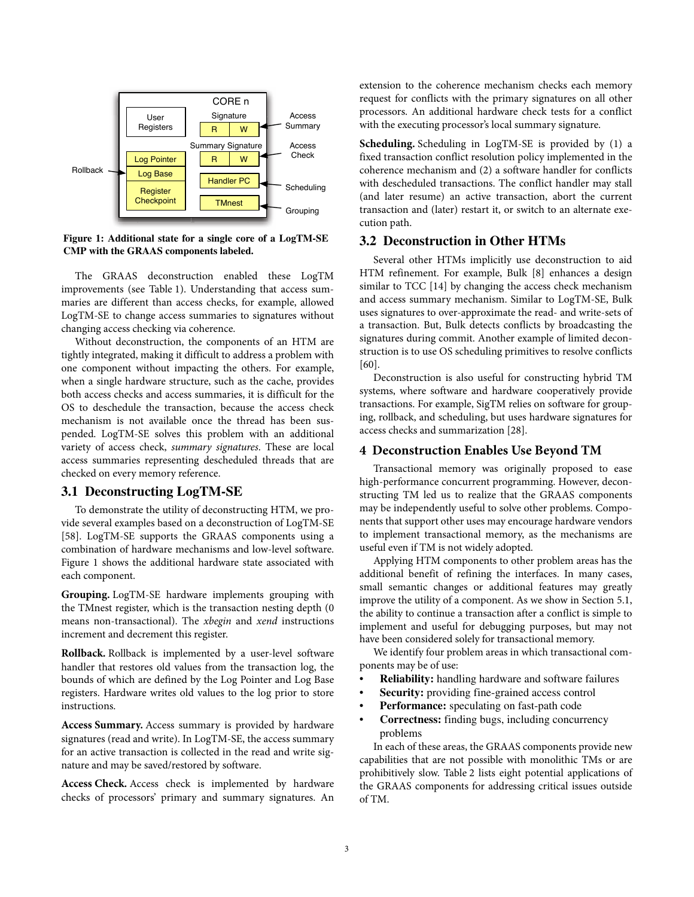Figure 1: Additional state for a single core of a LogTM-SE CMP with the GRAAS components labeled.

The GRAAS deconstruction enabled these LogTM improvements (see Table 1). Understanding that access summaries are different than access checks, for example, allowed LogTM-SE to change access summaries to signatures without changing access checking via coherence.

Without deconstruction, the components of an HTM are tightly integrated, making it difficult to address a problem with one component without impacting the others. For example, when a single hardware structure, such as the cache, provides both access checks and access summaries, it is difficult for the OS to deschedule the transaction, because the access check mechanism is not available once the thread has been suspended. LogTM-SE solves this problem with an additional variety of access check, *summary signatures*. These are local access summaries representing descheduled threads that are checked on every memory reference.

## 3.1 Deconstructing LogTM-SE

To demonstrate the utility of deconstructing HTM, we provide several examples based on a deconstruction of LogTM-SE [58]. LogTM-SE supports the GRAAS components using a combination of hardware mechanisms and low-level software. Figure 1 shows the additional hardware state associated with each component.

**Grouping.** LogTM-SE hardware implements grouping with the TMnest register, which is the transaction nesting depth (0 means non-transactional). The *xbegin* and *xend* instructions increment and decrement this register.

**Rollback.** Rollback is implemented by a user-level software handler that restores old values from the transaction log, the bounds of which are defined by the Log Pointer and Log Base registers. Hardware writes old values to the log prior to store instructions.

**Access Summary.** Access summary is provided by hardware signatures (read and write). In LogTM-SE, the access summary for an active transaction is collected in the read and write signature and may be saved/restored by software.

**Access Check.** Access check is implemented by hardware checks of processors' primary and summary signatures. An extension to the coherence mechanism checks each memory request for conflicts with the primary signatures on all other processors. An additional hardware check tests for a conflict with the executing processor's local summary signature.

**Scheduling.** Scheduling in LogTM-SE is provided by (1) a fixed transaction conflict resolution policy implemented in the coherence mechanism and (2) a software handler for conflicts with descheduled transactions. The conflict handler may stall (and later resume) an active transaction, abort the current transaction and (later) restart it, or switch to an alternate execution path.

## 3.2 Deconstruction in Other HTMs

Several other HTMs implicitly use deconstruction to aid HTM refinement. For example, Bulk [8] enhances a design similar to TCC [14] by changing the access check mechanism and access summary mechanism. Similar to LogTM-SE, Bulk uses signatures to over-approximate the read- and write-sets of a transaction. But, Bulk detects conflicts by broadcasting the signatures during commit. Another example of limited deconstruction is to use OS scheduling primitives to resolve conflicts [60].

Deconstruction is also useful for constructing hybrid TM systems, where software and hardware cooperatively provide transactions. For example, SigTM relies on software for grouping, rollback, and scheduling, but uses hardware signatures for access checks and summarization [28].

# 4 Deconstruction Enables Use Beyond TM

Transactional memory was originally proposed to ease high-performance concurrent programming. However, deconstructing TM led us to realize that the GRAAS components may be independently useful to solve other problems. Components that support other uses may encourage hardware vendors to implement transactional memory, as the mechanisms are useful even if TM is not widely adopted.

Applying HTM components to other problem areas has the additional benefit of refining the interfaces. In many cases, small semantic changes or additional features may greatly improve the utility of a component. As we show in Section 5.1, the ability to continue a transaction after a conflict is simple to implement and useful for debugging purposes, but may not have been considered solely for transactional memory.

We identify four problem areas in which transactional components may be of use:

- **Reliability:** handling hardware and software failures
- **Security:** providing fine-grained access control
- **Performance:** speculating on fast-path code
- **Correctness:** finding bugs, including concurrency problems

In each of these areas, the GRAAS components provide new capabilities that are not possible with monolithic TMs or are prohibitively slow. Table 2 lists eight potential applications of the GRAAS components for addressing critical issues outside of TM.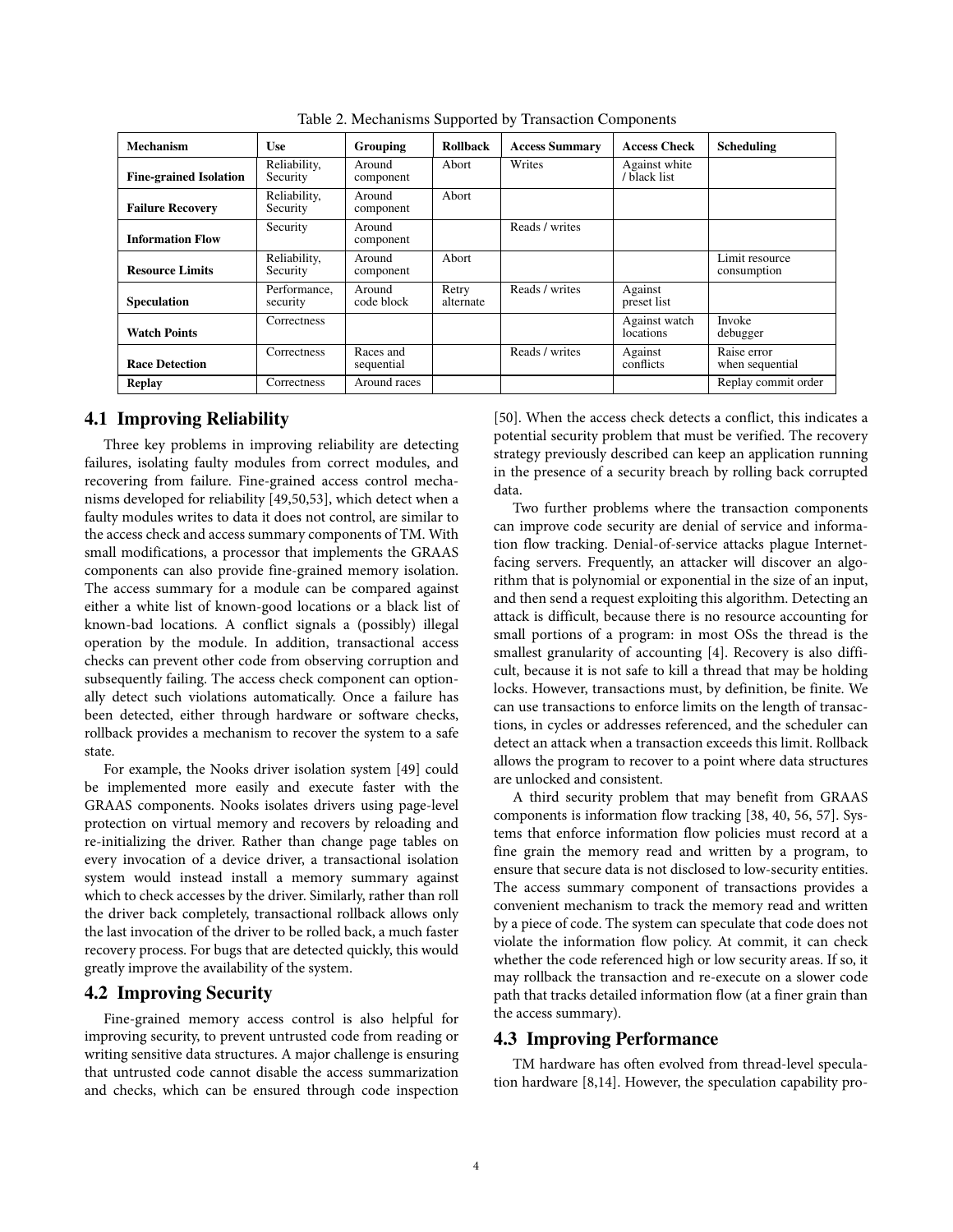Table 2. Mechanisms Supported by Transaction Components

| Mechanism | Use | Grouping | Rollback | Access Summary | Access Check | Scheduling |
|---|---|---|---|---|---|---|
| **Fine-grained Isolation** | Reliability, Security | Around component | Abort | Writes | Against white / black list | |
| **Failure Recovery** | Reliability, Security | Around component | Abort | | | |
| **Information Flow** | Security | Around component | | Reads / writes | | |
| **Resource Limits** | Reliability, Security | Around component | Abort | | | Limit resource consumption |
| **Speculation** | Performance, security | Around code block | Retry alternate | Reads / writes | Against preset list | |
| **Watch Points** | Correctness | | | | Against watch locations | Invoke debugger |
| **Race Detection** | Correctness | Races and sequential | | Reads / writes | Against conflicts | Raise error when sequential |
| **Replay** | Correctness | Around races | | | | Replay commit order |

## 4.1 Improving Reliability

Three key problems in improving reliability are detecting failures, isolating faulty modules from correct modules, and recovering from failure. Fine-grained access control mechanisms developed for reliability [49,50,53], which detect when a faulty modules writes to data it does not control, are similar to the access check and access summary components of TM. With small modifications, a processor that implements the GRAAS components can also provide fine-grained memory isolation. The access summary for a module can be compared against either a white list of known-good locations or a black list of known-bad locations. A conflict signals a (possibly) illegal operation by the module. In addition, transactional access checks can prevent other code from observing corruption and subsequently failing. The access check component can optionally detect such violations automatically. Once a failure has been detected, either through hardware or software checks, rollback provides a mechanism to recover the system to a safe state.

For example, the Nooks driver isolation system [49] could be implemented more easily and execute faster with the GRAAS components. Nooks isolates drivers using page-level protection on virtual memory and recovers by reloading and re-initializing the driver. Rather than change page tables on every invocation of a device driver, a transactional isolation system would instead install a memory summary against which to check accesses by the driver. Similarly, rather than roll the driver back completely, transactional rollback allows only the last invocation of the driver to be rolled back, a much faster recovery process. For bugs that are detected quickly, this would greatly improve the availability of the system.

## 4.2 Improving Security

Fine-grained memory access control is also helpful for improving security, to prevent untrusted code from reading or writing sensitive data structures. A major challenge is ensuring that untrusted code cannot disable the access summarization and checks, which can be ensured through code inspection [50]. When the access check detects a conflict, this indicates a potential security problem that must be verified. The recovery strategy previously described can keep an application running in the presence of a security breach by rolling back corrupted data.

Two further problems where the transaction components can improve code security are denial of service and information flow tracking. Denial-of-service attacks plague Internet-facing servers. Frequently, an attacker will discover an algorithm that is polynomial or exponential in the size of an input, and then send a request exploiting this algorithm. Detecting an attack is difficult, because there is no resource accounting for small portions of a program: in most OSs the thread is the smallest granularity of accounting [4]. Recovery is also difficult, because it is not safe to kill a thread that may be holding locks. However, transactions must, by definition, be finite. We can use transactions to enforce limits on the length of transactions, in cycles or addresses referenced, and the scheduler can detect an attack when a transaction exceeds this limit. Rollback allows the program to recover to a point where data structures are unlocked and consistent.

A third security problem that may benefit from GRAAS components is information flow tracking [38, 40, 56, 57]. Systems that enforce information flow policies must record at a fine grain the memory read and written by a program, to ensure that secure data is not disclosed to low-security entities. The access summary component of transactions provides a convenient mechanism to track the memory read and written by a piece of code. The system can speculate that code does not violate the information flow policy. At commit, it can check whether the code referenced high or low security areas. If so, it may rollback the transaction and re-execute on a slower code path that tracks detailed information flow (at a finer grain than the access summary).

## 4.3 Improving Performance

TM hardware has often evolved from thread-level speculation hardware [8,14]. However, the speculation capability pro-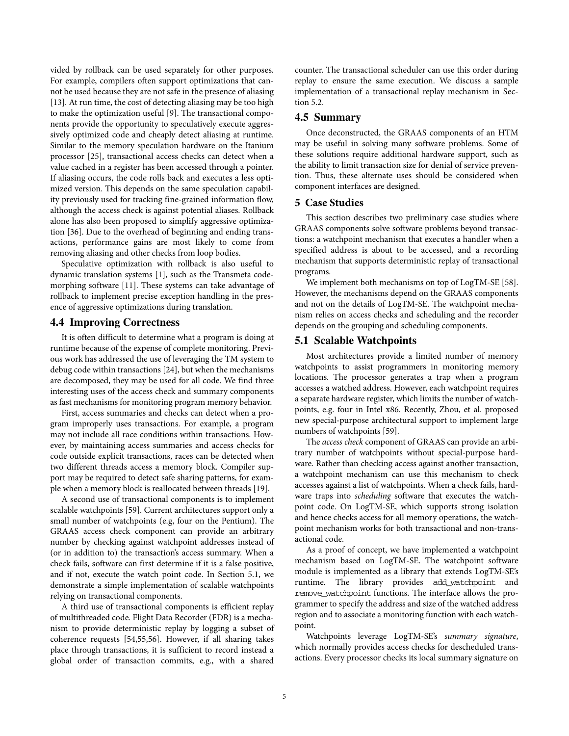vided by rollback can be used separately for other purposes. For example, compilers often support optimizations that cannot be used because they are not safe in the presence of aliasing [13]. At run time, the cost of detecting aliasing may be too high to make the optimization useful [9]. The transactional components provide the opportunity to speculatively execute aggressively optimized code and cheaply detect aliasing at runtime. Similar to the memory speculation hardware on the Itanium processor [25], transactional access checks can detect when a value cached in a register has been accessed through a pointer. If aliasing occurs, the code rolls back and executes a less optimized version. This depends on the same speculation capability previously used for tracking fine-grained information flow, although the access check is against potential aliases. Rollback alone has also been proposed to simplify aggressive optimization [36]. Due to the overhead of beginning and ending transactions, performance gains are most likely to come from removing aliasing and other checks from loop bodies.

Speculative optimization with rollback is also useful to dynamic translation systems [1], such as the Transmeta code-morphing software [11]. These systems can take advantage of rollback to implement precise exception handling in the presence of aggressive optimizations during translation.

## 4.4 Improving Correctness

It is often difficult to determine what a program is doing at runtime because of the expense of complete monitoring. Previous work has addressed the use of leveraging the TM system to debug code within transactions [24], but when the mechanisms are decomposed, they may be used for all code. We find three interesting uses of the access check and summary components as fast mechanisms for monitoring program memory behavior.

First, access summaries and checks can detect when a program improperly uses transactions. For example, a program may not include all race conditions within transactions. However, by maintaining access summaries and access checks for code outside explicit transactions, races can be detected when two different threads access a memory block. Compiler support may be required to detect safe sharing patterns, for example when a memory block is reallocated between threads [19].

A second use of transactional components is to implement scalable watchpoints [59]. Current architectures support only a small number of watchpoints (e.g, four on the Pentium). The GRAAS access check component can provide an arbitrary number by checking against watchpoint addresses instead of (or in addition to) the transaction's access summary. When a check fails, software can first determine if it is a false positive, and if not, execute the watch point code. In Section 5.1, we demonstrate a simple implementation of scalable watchpoints relying on transactional components.

A third use of transactional components is efficient replay of multithreaded code. Flight Data Recorder (FDR) is a mechanism to provide deterministic replay by logging a subset of coherence requests [54,55,56]. However, if all sharing takes place through transactions, it is sufficient to record instead a global order of transaction commits, e.g., with a shared counter. The transactional scheduler can use this order during replay to ensure the same execution. We discuss a sample implementation of a transactional replay mechanism in Section 5.2.

## 4.5 Summary

Once deconstructed, the GRAAS components of an HTM may be useful in solving many software problems. Some of these solutions require additional hardware support, such as the ability to limit transaction size for denial of service prevention. Thus, these alternate uses should be considered when component interfaces are designed.

# 5 Case Studies

This section describes two preliminary case studies where GRAAS components solve software problems beyond transactions: a watchpoint mechanism that executes a handler when a specified address is about to be accessed, and a recording mechanism that supports deterministic replay of transactional programs.

We implement both mechanisms on top of LogTM-SE [58]. However, the mechanisms depend on the GRAAS components and not on the details of LogTM-SE. The watchpoint mechanism relies on access checks and scheduling and the recorder depends on the grouping and scheduling components.

## 5.1 Scalable Watchpoints

Most architectures provide a limited number of memory watchpoints to assist programmers in monitoring memory locations. The processor generates a trap when a program accesses a watched address. However, each watchpoint requires a separate hardware register, which limits the number of watchpoints, e.g. four in Intel x86. Recently, Zhou, et al. proposed new special-purpose architectural support to implement large numbers of watchpoints [59].

The *access check* component of GRAAS can provide an arbitrary number of watchpoints without special-purpose hardware. Rather than checking access against another transaction, a watchpoint mechanism can use this mechanism to check accesses against a list of watchpoints. When a check fails, hardware traps into *scheduling* software that executes the watchpoint code. On LogTM-SE, which supports strong isolation and hence checks access for all memory operations, the watchpoint mechanism works for both transactional and non-transactional code.

As a proof of concept, we have implemented a watchpoint mechanism based on LogTM-SE. The watchpoint software module is implemented as a library that extends LogTM-SE's runtime. The library provides `add_watchpoint` and `remove_watchpoint` functions. The interface allows the programmer to specify the address and size of the watched address region and to associate a monitoring function with each watchpoint.

Watchpoints leverage LogTM-SE's *summary signature*, which normally provides access checks for descheduled transactions. Every processor checks its local summary signature on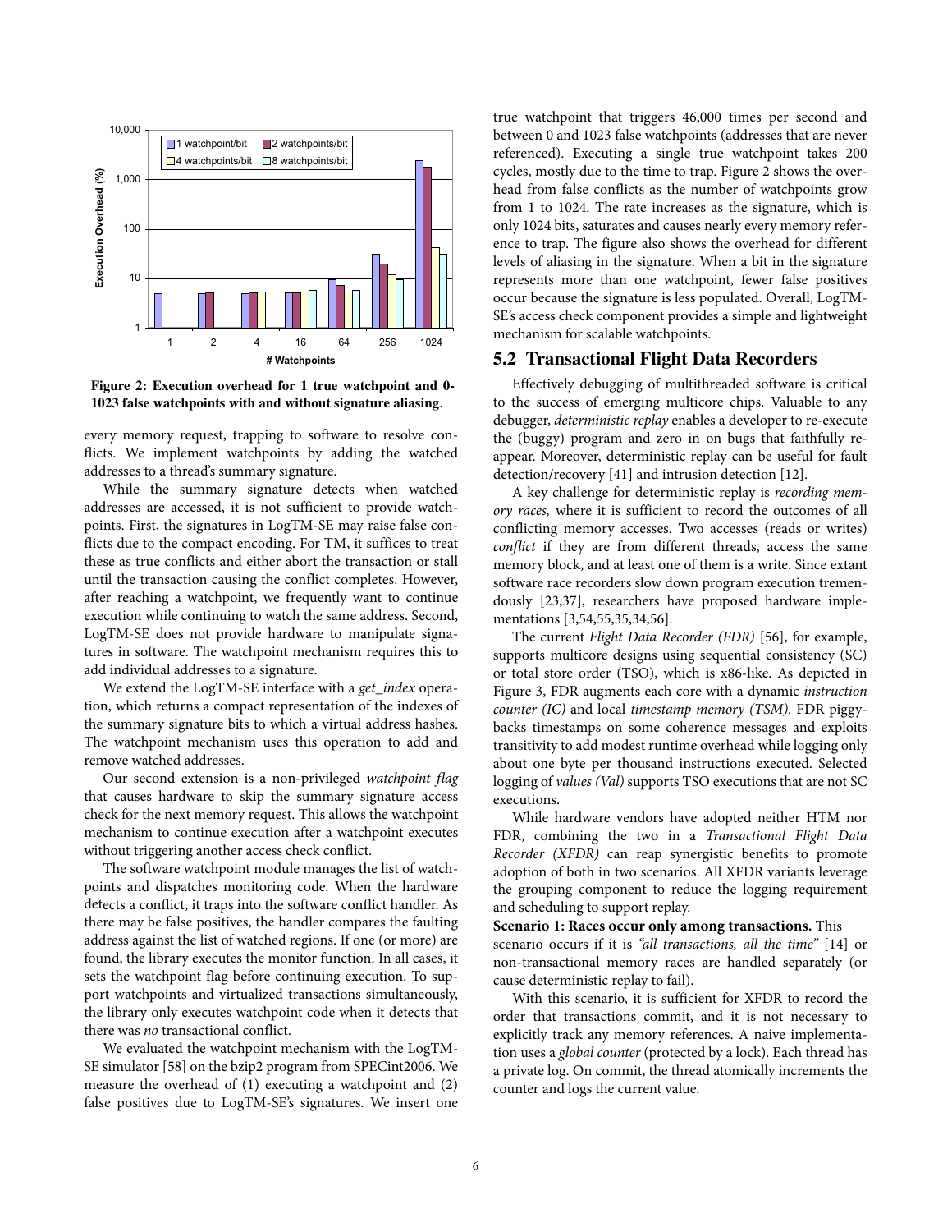Figure 2: Execution overhead for 1 true watchpoint and 0-1023 false watchpoints with and without signature aliasing.

every memory request, trapping to software to resolve conflicts. We implement watchpoints by adding the watched addresses to a thread's summary signature.

While the summary signature detects when watched addresses are accessed, it is not sufficient to provide watchpoints. First, the signatures in LogTM-SE may raise false conflicts due to the compact encoding. For TM, it suffices to treat these as true conflicts and either abort the transaction or stall until the transaction causing the conflict completes. However, after reaching a watchpoint, we frequently want to continue execution while continuing to watch the same address. Second, LogTM-SE does not provide hardware to manipulate signatures in software. The watchpoint mechanism requires this to add individual addresses to a signature.

We extend the LogTM-SE interface with a *get_index* operation, which returns a compact representation of the indexes of the summary signature bits to which a virtual address hashes. The watchpoint mechanism uses this operation to add and remove watched addresses.

Our second extension is a non-privileged *watchpoint flag* that causes hardware to skip the summary signature access check for the next memory request. This allows the watchpoint mechanism to continue execution after a watchpoint executes without triggering another access check conflict.

The software watchpoint module manages the list of watchpoints and dispatches monitoring code. When the hardware detects a conflict, it traps into the software conflict handler. As there may be false positives, the handler compares the faulting address against the list of watched regions. If one (or more) are found, the library executes the monitor function. In all cases, it sets the watchpoint flag before continuing execution. To support watchpoints and virtualized transactions simultaneously, the library only executes watchpoint code when it detects that there was *no* transactional conflict.

We evaluated the watchpoint mechanism with the LogTM-SE simulator [58] on the bzip2 program from SPECint2006. We measure the overhead of (1) executing a watchpoint and (2) false positives due to LogTM-SE's signatures. We insert one true watchpoint that triggers 46,000 times per second and between 0 and 1023 false watchpoints (addresses that are never referenced). Executing a single true watchpoint takes 200 cycles, mostly due to the time to trap. Figure 2 shows the overhead from false conflicts as the number of watchpoints grow from 1 to 1024. The rate increases as the signature, which is only 1024 bits, saturates and causes nearly every memory reference to trap. The figure also shows the overhead for different levels of aliasing in the signature. When a bit in the signature represents more than one watchpoint, fewer false positives occur because the signature is less populated. Overall, LogTM-SE's access check component provides a simple and lightweight mechanism for scalable watchpoints.

## 5.2 Transactional Flight Data Recorders

Effectively debugging of multithreaded software is critical to the success of emerging multicore chips. Valuable to any debugger, *deterministic replay* enables a developer to re-execute the (buggy) program and zero in on bugs that faithfully reappear. Moreover, deterministic replay can be useful for fault detection/recovery [41] and intrusion detection [12].

A key challenge for deterministic replay is *recording memory races,* where it is sufficient to record the outcomes of all conflicting memory accesses. Two accesses (reads or writes) *conflict* if they are from different threads, access the same memory block, and at least one of them is a write. Since extant software race recorders slow down program execution tremendously [23,37], researchers have proposed hardware implementations [3,54,55,35,34,56].

The current *Flight Data Recorder (FDR)* [56], for example, supports multicore designs using sequential consistency (SC) or total store order (TSO), which is x86-like. As depicted in Figure 3, FDR augments each core with a dynamic *instruction counter (IC)* and local *timestamp memory (TSM).* FDR piggybacks timestamps on some coherence messages and exploits transitivity to add modest runtime overhead while logging only about one byte per thousand instructions executed. Selected logging of *values (Val)* supports TSO executions that are not SC executions.

While hardware vendors have adopted neither HTM nor FDR, combining the two in a *Transactional Flight Data Recorder (XFDR)* can reap synergistic benefits to promote adoption of both in two scenarios. All XFDR variants leverage the grouping component to reduce the logging requirement and scheduling to support replay.

**Scenario 1: Races occur only among transactions.** This scenario occurs if it is *"all transactions, all the time"* [14] or non-transactional memory races are handled separately (or cause deterministic replay to fail).

With this scenario, it is sufficient for XFDR to record the order that transactions commit, and it is not necessary to explicitly track any memory references. A naive implementation uses a *global counter* (protected by a lock). Each thread has a private log. On commit, the thread atomically increments the counter and logs the current value.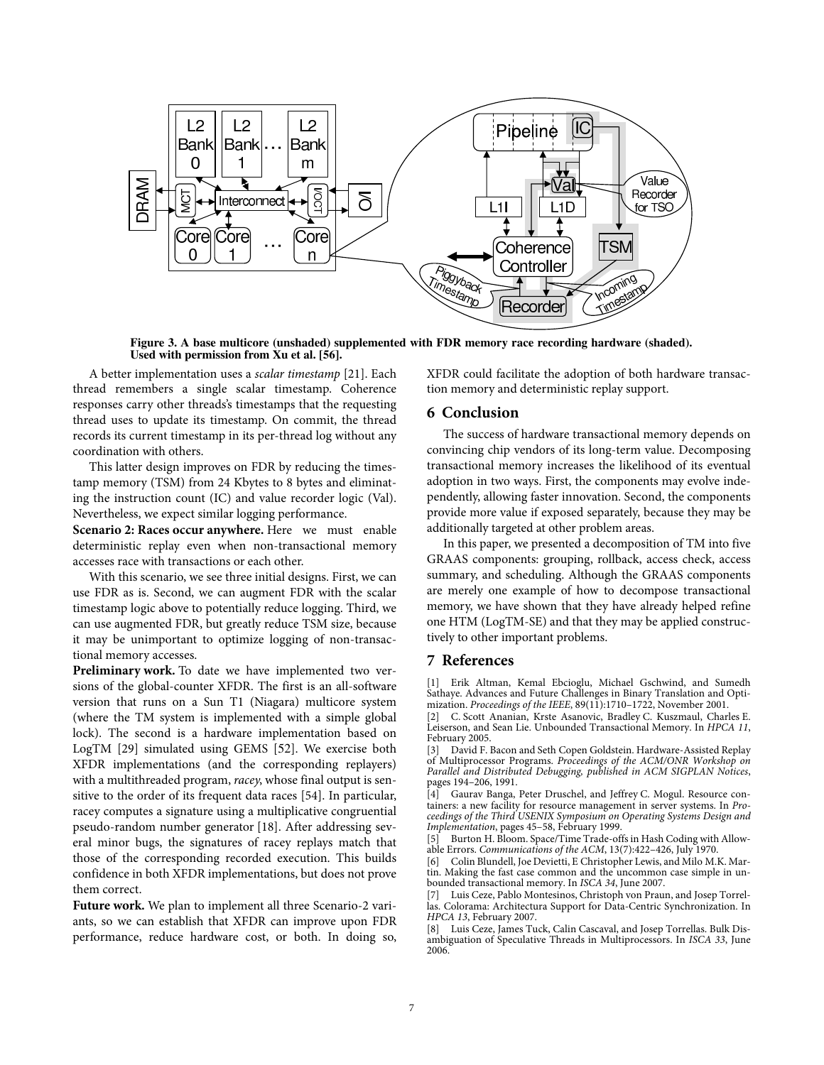**Figure 3. A base multicore (unshaded) supplemented with FDR memory race recording hardware (shaded). Used with permission from Xu et al. [56].**

A better implementation uses a *scalar timestamp* [21]. Each thread remembers a single scalar timestamp. Coherence responses carry other threads's timestamps that the requesting thread uses to update its timestamp. On commit, the thread records its current timestamp in its per-thread log without any coordination with others.

This latter design improves on FDR by reducing the timestamp memory (TSM) from 24 Kbytes to 8 bytes and eliminating the instruction count (IC) and value recorder logic (Val). Nevertheless, we expect similar logging performance.

**Scenario 2: Races occur anywhere.** Here we must enable deterministic replay even when non-transactional memory accesses race with transactions or each other.

With this scenario, we see three initial designs. First, we can use FDR as is. Second, we can augment FDR with the scalar timestamp logic above to potentially reduce logging. Third, we can use augmented FDR, but greatly reduce TSM size, because it may be unimportant to optimize logging of non-transactional memory accesses.

**Preliminary work.** To date we have implemented two versions of the global-counter XFDR. The first is an all-software version that runs on a Sun T1 (Niagara) multicore system (where the TM system is implemented with a simple global lock). The second is a hardware implementation based on LogTM [29] simulated using GEMS [52]. We exercise both XFDR implementations (and the corresponding replayers) with a multithreaded program, *racey*, whose final output is sensitive to the order of its frequent data races [54]. In particular, racey computes a signature using a multiplicative congruential pseudo-random number generator [18]. After addressing several minor bugs, the signatures of racey replays match that those of the corresponding recorded execution. This builds confidence in both XFDR implementations, but does not prove them correct.

**Future work.** We plan to implement all three Scenario-2 variants, so we can establish that XFDR can improve upon FDR performance, reduce hardware cost, or both. In doing so, XFDR could facilitate the adoption of both hardware transaction memory and deterministic replay support.

## 6 Conclusion

The success of hardware transactional memory depends on convincing chip vendors of its long-term value. Decomposing transactional memory increases the likelihood of its eventual adoption in two ways. First, the components may evolve independently, allowing faster innovation. Second, the components provide more value if exposed separately, because they may be additionally targeted at other problem areas.

In this paper, we presented a decomposition of TM into five GRAAS components: grouping, rollback, access check, access summary, and scheduling. Although the GRAAS components are merely one example of how to decompose transactional memory, we have shown that they have already helped refine one HTM (LogTM-SE) and that they may be applied constructively to other important problems.

## 7 References

[1] Erik Altman, Kemal Ebcioglu, Michael Gschwind, and Sumedh Sathaye. Advances and Future Challenges in Binary Translation and Optimization. *Proceedings of the IEEE*, 89(11):1710–1722, November 2001.

[2] C. Scott Ananian, Krste Asanovic, Bradley C. Kuszmaul, Charles E. Leiserson, and Sean Lie. Unbounded Transactional Memory. In *HPCA 11*, February 2005.

[3] David F. Bacon and Seth Copen Goldstein. Hardware-Assisted Replay of Multiprocessor Programs. *Proceedings of the ACM/ONR Workshop on Parallel and Distributed Debugging, published in ACM SIGPLAN Notices*, pages 194–206, 1991.

[4] Gaurav Banga, Peter Druschel, and Jeffrey C. Mogul. Resource containers: a new facility for resource management in server systems. In *Proceedings of the Third USENIX Symposium on Operating Systems Design and Implementation*, pages 45–58, February 1999.

[5] Burton H. Bloom. Space/Time Trade-offs in Hash Coding with Allowable Errors. *Communications of the ACM*, 13(7):422–426, July 1970.

[6] Colin Blundell, Joe Devietti, E Christopher Lewis, and Milo M.K. Martin. Making the fast case common and the uncommon case simple in unbounded transactional memory. In *ISCA 34*, June 2007.

[7] Luis Ceze, Pablo Montesinos, Christoph von Praun, and Josep Torrellas. Colorama: Architectura Support for Data-Centric Synchronization. In *HPCA 13*, February 2007.

[8] Luis Ceze, James Tuck, Calin Cascaval, and Josep Torrellas. Bulk Disambiguation of Speculative Threads in Multiprocessors. In *ISCA 33*, June 2006.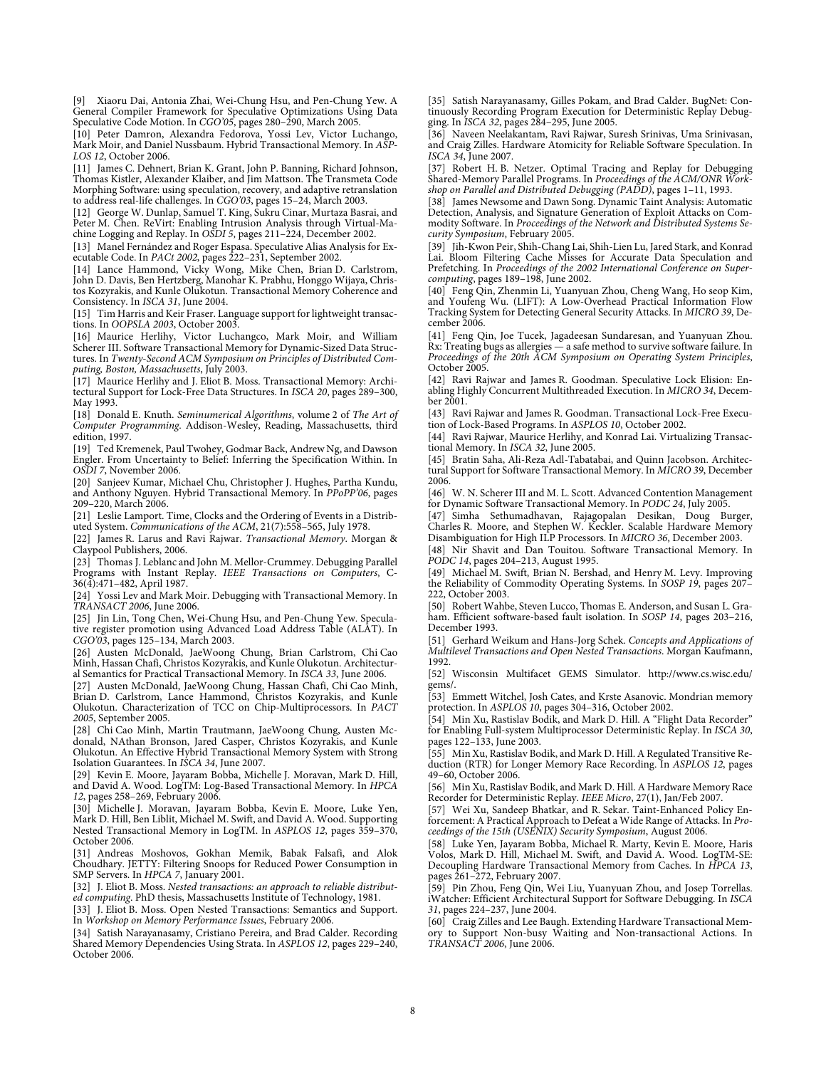[9] Xiaoru Dai, Antonia Zhai, Wei-Chung Hsu, and Pen-Chung Yew. A General Compiler Framework for Speculative Optimizations Using Data Speculative Code Motion. In *CGO'05*, pages 280–290, March 2005.

[10] Peter Damron, Alexandra Fedorova, Yossi Lev, Victor Luchango, Mark Moir, and Daniel Nussbaum. Hybrid Transactional Memory. In *ASPLOS 12*, October 2006.

[11] James C. Dehnert, Brian K. Grant, John P. Banning, Richard Johnson, Thomas Kistler, Alexander Klaiber, and Jim Mattson. The Transmeta Code Morphing Software: using speculation, recovery, and adaptive retranslation to address real-life challenges. In *CGO'03*, pages 15–24, March 2003.

[12] George W. Dunlap, Samuel T. King, Sukru Cinar, Murtaza Basrai, and Peter M. Chen. ReVirt: Enabling Intrusion Analysis through Virtual-Machine Logging and Replay. In *OSDI 5*, pages 211–224, December 2002.

[13] Manel Fernández and Roger Espasa. Speculative Alias Analysis for Executable Code. In *PACt 2002*, pages 222–231, September 2002.

[14] Lance Hammond, Vicky Wong, Mike Chen, Brian D. Carlstrom, John D. Davis, Ben Hertzberg, Manohar K. Prabhu, Honggo Wijaya, Christos Kozyrakis, and Kunle Olukotun. Transactional Memory Coherence and Consistency. In *ISCA 31*, June 2004.

[15] Tim Harris and Keir Fraser. Language support for lightweight transactions. In *OOPSLA 2003*, October 2003.

[16] Maurice Herlihy, Victor Luchangco, Mark Moir, and William Scherer III. Software Transactional Memory for Dynamic-Sized Data Structures. In *Twenty-Second ACM Symposium on Principles of Distributed Computing, Boston, Massachusetts*, July 2003.

[17] Maurice Herlihy and J. Eliot B. Moss. Transactional Memory: Architectural Support for Lock-Free Data Structures. In *ISCA 20*, pages 289–300, May 1993.

[18] Donald E. Knuth. *Seminumerical Algorithms*, volume 2 of *The Art of Computer Programming*. Addison-Wesley, Reading, Massachusetts, third edition, 1997.

[19] Ted Kremenek, Paul Twohey, Godmar Back, Andrew Ng, and Dawson Engler. From Uncertainty to Belief: Inferring the Specification Within. In *OSDI 7*, November 2006.

[20] Sanjeev Kumar, Michael Chu, Christopher J. Hughes, Partha Kundu, and Anthony Nguyen. Hybrid Transactional Memory. In *PPoPP'06*, pages 209–220, March 2006.

[21] Leslie Lamport. Time, Clocks and the Ordering of Events in a Distributed System. *Communications of the ACM*, 21(7):558–565, July 1978.

[22] James R. Larus and Ravi Rajwar. *Transactional Memory*. Morgan & Claypool Publishers, 2006.

[23] Thomas J. Leblanc and John M. Mellor-Crummey. Debugging Parallel Programs with Instant Replay. *IEEE Transactions on Computers*, C-36(4):471–482, April 1987.

[24] Yossi Lev and Mark Moir. Debugging with Transactional Memory. In *TRANSACT 2006*, June 2006.

[25] Jin Lin, Tong Chen, Wei-Chung Hsu, and Pen-Chung Yew. Speculative register promotion using Advanced Load Address Table (ALAT). In *CGO'03*, pages 125–134, March 2003.

[26] Austen McDonald, JaeWoong Chung, Brian Carlstrom, Chi Cao Minh, Hassan Chafi, Christos Kozyrakis, and Kunle Olukotun. Architectural Semantics for Practical Transactional Memory. In *ISCA 33*, June 2006.

[27] Austen McDonald, JaeWoong Chung, Hassan Chafi, Chi Cao Minh, Brian D. Carlstrom, Lance Hammond, Christos Kozyrakis, and Kunle Olukotun. Characterization of TCC on Chip-Multiprocessors. In *PACT 2005*, September 2005.

[28] Chi Cao Minh, Martin Trautmann, JaeWoong Chung, Austen Mcdonald, NAthan Bronson, Jared Casper, Christos Kozyrakis, and Kunle Olukotun. An Effective Hybrid Transactional Memory System with Strong Isolation Guarantees. In *ISCA 34*, June 2007.

[29] Kevin E. Moore, Jayaram Bobba, Michelle J. Moravan, Mark D. Hill, and David A. Wood. LogTM: Log-Based Transactional Memory. In *HPCA 12*, pages 258–269, February 2006.

[30] Michelle J. Moravan, Jayaram Bobba, Kevin E. Moore, Luke Yen, Mark D. Hill, Ben Liblit, Michael M. Swift, and David A. Wood. Supporting Nested Transactional Memory in LogTM. In *ASPLOS 12*, pages 359–370, October 2006.

[31] Andreas Moshovos, Gokhan Memik, Babak Falsafi, and Alok Choudhary. JETTY: Filtering Snoops for Reduced Power Consumption in SMP Servers. In *HPCA 7*, January 2001.

[32] J. Eliot B. Moss. *Nested transactions: an approach to reliable distributed computing*. PhD thesis, Massachusetts Institute of Technology, 1981.

[33] J. Eliot B. Moss. Open Nested Transactions: Semantics and Support. In *Workshop on Memory Performance Issues*, February 2006.

[34] Satish Narayanasamy, Cristiano Pereira, and Brad Calder. Recording Shared Memory Dependencies Using Strata. In *ASPLOS 12*, pages 229–240, October 2006.

[35] Satish Narayanasamy, Gilles Pokam, and Brad Calder. BugNet: Continuously Recording Program Execution for Deterministic Replay Debugging. In *ISCA 32*, pages 284–295, June 2005.

[36] Naveen Neelakantam, Ravi Rajwar, Suresh Srinivas, Uma Srinivasan, and Craig Zilles. Hardware Atomicity for Reliable Software Speculation. In *ISCA 34*, June 2007.

[37] Robert H. B. Netzer. Optimal Tracing and Replay for Debugging Shared-Memory Parallel Programs. In *Proceedings of the ACM/ONR Workshop on Parallel and Distributed Debugging (PADD)*, pages 1–11, 1993.

[38] James Newsome and Dawn Song. Dynamic Taint Analysis: Automatic Detection, Analysis, and Signature Generation of Exploit Attacks on Commodity Software. In *Proceedings of the Network and Distributed Systems Security Symposium*, February 2005.

[39] Jih-Kwon Peir, Shih-Chang Lai, Shih-Lien Lu, Jared Stark, and Konrad Lai. Bloom Filtering Cache Misses for Accurate Data Speculation and Prefetching. In *Proceedings of the 2002 International Conference on Supercomputing*, pages 189–198, June 2002.

[40] Feng Qin, Zhenmin Li, Yuanyuan Zhou, Cheng Wang, Ho seop Kim, and Youfeng Wu. (LIFT): A Low-Overhead Practical Information Flow Tracking System for Detecting General Security Attacks. In *MICRO 39*, December 2006.

[41] Feng Qin, Joe Tucek, Jagadeesan Sundaresan, and Yuanyuan Zhou. Rx: Treating bugs as allergies — a safe method to survive software failure. In *Proceedings of the 20th ACM Symposium on Operating System Principles*, October 2005.

[42] Ravi Rajwar and James R. Goodman. Speculative Lock Elision: Enabling Highly Concurrent Multithreaded Execution. In *MICRO 34*, December 2001.

[43] Ravi Rajwar and James R. Goodman. Transactional Lock-Free Execution of Lock-Based Programs. In *ASPLOS 10*, October 2002.

[44] Ravi Rajwar, Maurice Herlihy, and Konrad Lai. Virtualizing Transactional Memory. In *ISCA 32*, June 2005.

[45] Bratin Saha, Ali-Reza Adl-Tabatabai, and Quinn Jacobson. Architectural Support for Software Transactional Memory. In *MICRO 39*, December 2006.

[46] W. N. Scherer III and M. L. Scott. Advanced Contention Management for Dynamic Software Transactional Memory. In *PODC 24*, July 2005.

[47] Simha Sethumadhavan, Rajagopalan Desikan, Doug Burger, Charles R. Moore, and Stephen W. Keckler. Scalable Hardware Memory Disambiguation for High ILP Processors. In *MICRO 36*, December 2003.

[48] Nir Shavit and Dan Touitou. Software Transactional Memory. In *PODC 14*, pages 204–213, August 1995.

[49] Michael M. Swift, Brian N. Bershad, and Henry M. Levy. Improving the Reliability of Commodity Operating Systems. In *SOSP 19*, pages 207–222, October 2003.

[50] Robert Wahbe, Steven Lucco, Thomas E. Anderson, and Susan L. Graham. Efficient software-based fault isolation. In *SOSP 14*, pages 203–216, December 1993.

[51] Gerhard Weikum and Hans-Jorg Schek. *Concepts and Applications of Multilevel Transactions and Open Nested Transactions*. Morgan Kaufmann, 1992.

[52] Wisconsin Multifacet GEMS Simulator. http://www.cs.wisc.edu/gems/.

[53] Emmett Witchel, Josh Cates, and Krste Asanovic. Mondrian memory protection. In *ASPLOS 10*, pages 304–316, October 2002.

[54] Min Xu, Rastislav Bodik, and Mark D. Hill. A "Flight Data Recorder" for Enabling Full-system Multiprocessor Deterministic Replay. In *ISCA 30*, pages 122–133, June 2003.

[55] Min Xu, Rastislav Bodik, and Mark D. Hill. A Regulated Transitive Reduction (RTR) for Longer Memory Race Recording. In *ASPLOS 12*, pages 49–60, October 2006.

[56] Min Xu, Rastislav Bodik, and Mark D. Hill. A Hardware Memory Race Recorder for Deterministic Replay. *IEEE Micro*, 27(1), Jan/Feb 2007.

[57] Wei Xu, Sandeep Bhatkar, and R. Sekar. Taint-Enhanced Policy Enforcement: A Practical Approach to Defeat a Wide Range of Attacks. In *Proceedings of the 15th (USENIX) Security Symposium*, August 2006.

[58] Luke Yen, Jayaram Bobba, Michael R. Marty, Kevin E. Moore, Haris Volos, Mark D. Hill, Michael M. Swift, and David A. Wood. LogTM-SE: Decoupling Hardware Transactional Memory from Caches. In *HPCA 13*, pages 261–272, February 2007.

[59] Pin Zhou, Feng Qin, Wei Liu, Yuanyuan Zhou, and Josep Torrellas. iWatcher: Efficient Architectural Support for Software Debugging. In *ISCA 31*, pages 224–237, June 2004.

[60] Craig Zilles and Lee Baugh. Extending Hardware Transactional Memory to Support Non-busy Waiting and Non-transactional Actions. In *TRANSACT 2006*, June 2006.